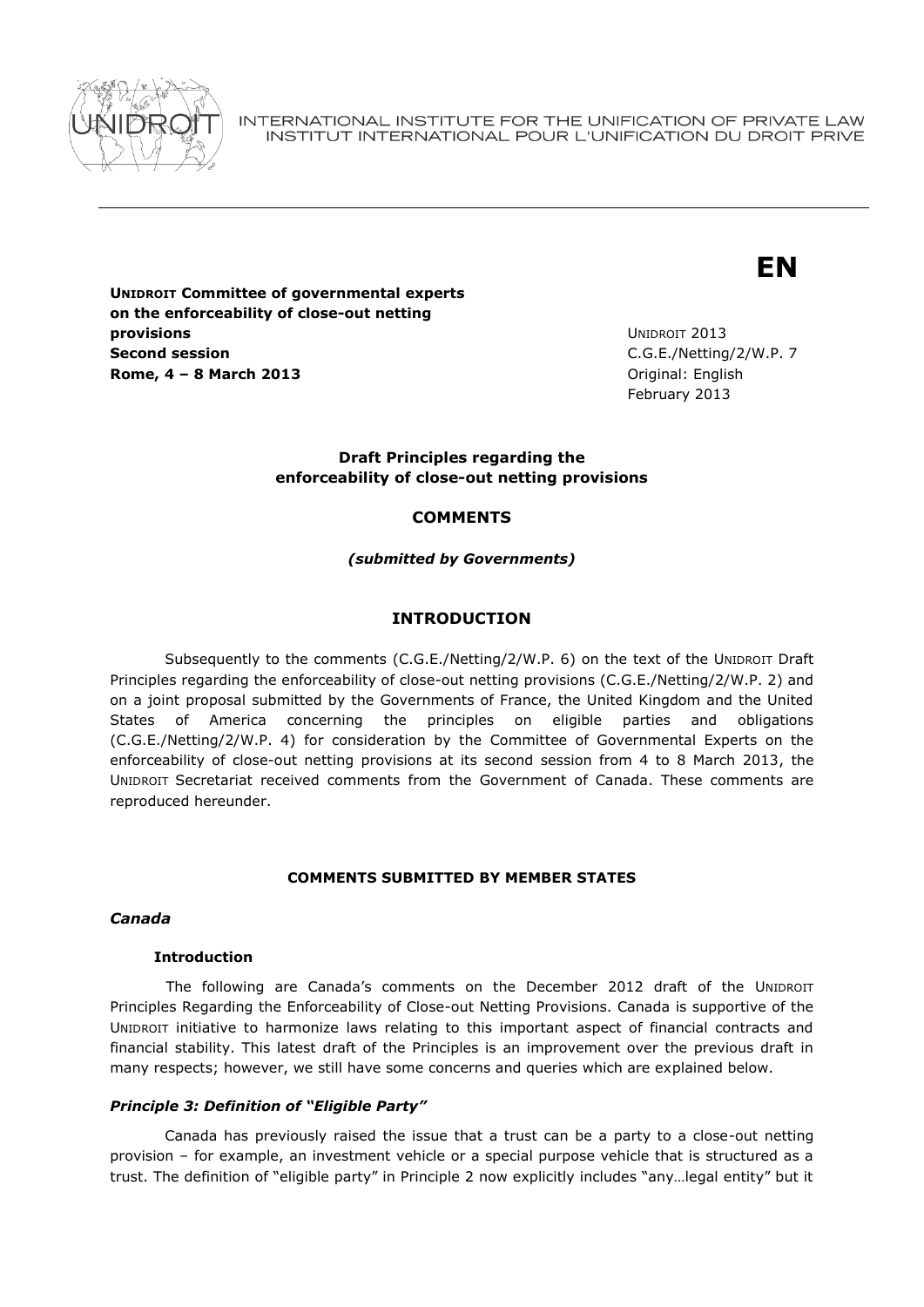INTERNATIONAL INSTITUTE FOR THE UNIFICATION OF PRIVATE LAW
INSTITUT INTERNATIONAL POUR L'UNIFICATION DU DROIT PRIVE

**EN**

**UNIDROIT Committee of governmental experts on the enforceability of close-out netting provisions**
**Second session**
**Rome, 4 – 8 March 2013**

UNIDROIT 2013
C.G.E./Netting/2/W.P. 7
Original: English
February 2013

**Draft Principles regarding the enforceability of close-out netting provisions**

**COMMENTS**

***(submitted by Governments)***

## INTRODUCTION

Subsequently to the comments (C.G.E./Netting/2/W.P. 6) on the text of the UNIDROIT Draft Principles regarding the enforceability of close-out netting provisions (C.G.E./Netting/2/W.P. 2) and on a joint proposal submitted by the Governments of France, the United Kingdom and the United States of America concerning the principles on eligible parties and obligations (C.G.E./Netting/2/W.P. 4) for consideration by the Committee of Governmental Experts on the enforceability of close-out netting provisions at its second session from 4 to 8 March 2013, the UNIDROIT Secretariat received comments from the Government of Canada. These comments are reproduced hereunder.

### COMMENTS SUBMITTED BY MEMBER STATES

***Canada***

**Introduction**

The following are Canada's comments on the December 2012 draft of the UNIDROIT Principles Regarding the Enforceability of Close-out Netting Provisions. Canada is supportive of the UNIDROIT initiative to harmonize laws relating to this important aspect of financial contracts and financial stability. This latest draft of the Principles is an improvement over the previous draft in many respects; however, we still have some concerns and queries which are explained below.

***Principle 3: Definition of "Eligible Party"***

Canada has previously raised the issue that a trust can be a party to a close-out netting provision – for example, an investment vehicle or a special purpose vehicle that is structured as a trust. The definition of "eligible party" in Principle 2 now explicitly includes "any…legal entity" but it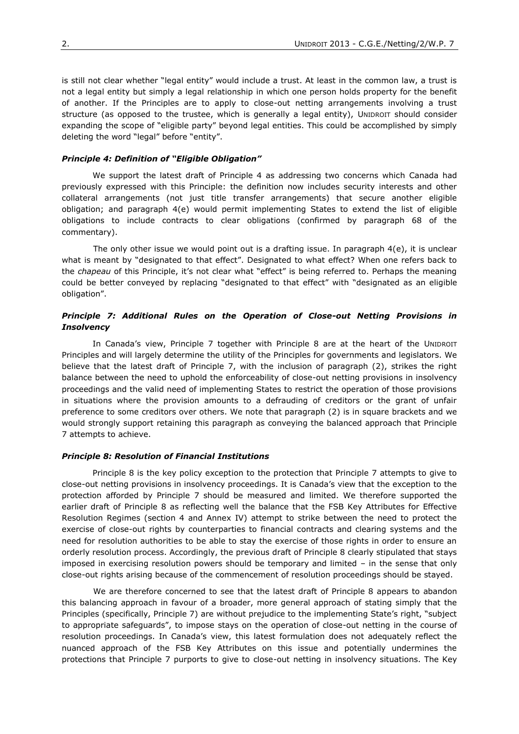is still not clear whether "legal entity" would include a trust. At least in the common law, a trust is not a legal entity but simply a legal relationship in which one person holds property for the benefit of another. If the Principles are to apply to close-out netting arrangements involving a trust structure (as opposed to the trustee, which is generally a legal entity), UNIDROIT should consider expanding the scope of "eligible party" beyond legal entities. This could be accomplished by simply deleting the word "legal" before "entity".

### *Principle 4: Definition of "Eligible Obligation"*

We support the latest draft of Principle 4 as addressing two concerns which Canada had previously expressed with this Principle: the definition now includes security interests and other collateral arrangements (not just title transfer arrangements) that secure another eligible obligation; and paragraph 4(e) would permit implementing States to extend the list of eligible obligations to include contracts to clear obligations (confirmed by paragraph 68 of the commentary).

The only other issue we would point out is a drafting issue. In paragraph 4(e), it is unclear what is meant by "designated to that effect". Designated to what effect? When one refers back to the *chapeau* of this Principle, it's not clear what "effect" is being referred to. Perhaps the meaning could be better conveyed by replacing "designated to that effect" with "designated as an eligible obligation".

### *Principle 7: Additional Rules on the Operation of Close-out Netting Provisions in Insolvency*

In Canada's view, Principle 7 together with Principle 8 are at the heart of the UNIDROIT Principles and will largely determine the utility of the Principles for governments and legislators. We believe that the latest draft of Principle 7, with the inclusion of paragraph (2), strikes the right balance between the need to uphold the enforceability of close-out netting provisions in insolvency proceedings and the valid need of implementing States to restrict the operation of those provisions in situations where the provision amounts to a defrauding of creditors or the grant of unfair preference to some creditors over others. We note that paragraph (2) is in square brackets and we would strongly support retaining this paragraph as conveying the balanced approach that Principle 7 attempts to achieve.

### *Principle 8: Resolution of Financial Institutions*

Principle 8 is the key policy exception to the protection that Principle 7 attempts to give to close-out netting provisions in insolvency proceedings. It is Canada's view that the exception to the protection afforded by Principle 7 should be measured and limited. We therefore supported the earlier draft of Principle 8 as reflecting well the balance that the FSB Key Attributes for Effective Resolution Regimes (section 4 and Annex IV) attempt to strike between the need to protect the exercise of close-out rights by counterparties to financial contracts and clearing systems and the need for resolution authorities to be able to stay the exercise of those rights in order to ensure an orderly resolution process. Accordingly, the previous draft of Principle 8 clearly stipulated that stays imposed in exercising resolution powers should be temporary and limited – in the sense that only close-out rights arising because of the commencement of resolution proceedings should be stayed.

We are therefore concerned to see that the latest draft of Principle 8 appears to abandon this balancing approach in favour of a broader, more general approach of stating simply that the Principles (specifically, Principle 7) are without prejudice to the implementing State's right, "subject to appropriate safeguards", to impose stays on the operation of close-out netting in the course of resolution proceedings. In Canada's view, this latest formulation does not adequately reflect the nuanced approach of the FSB Key Attributes on this issue and potentially undermines the protections that Principle 7 purports to give to close-out netting in insolvency situations. The Key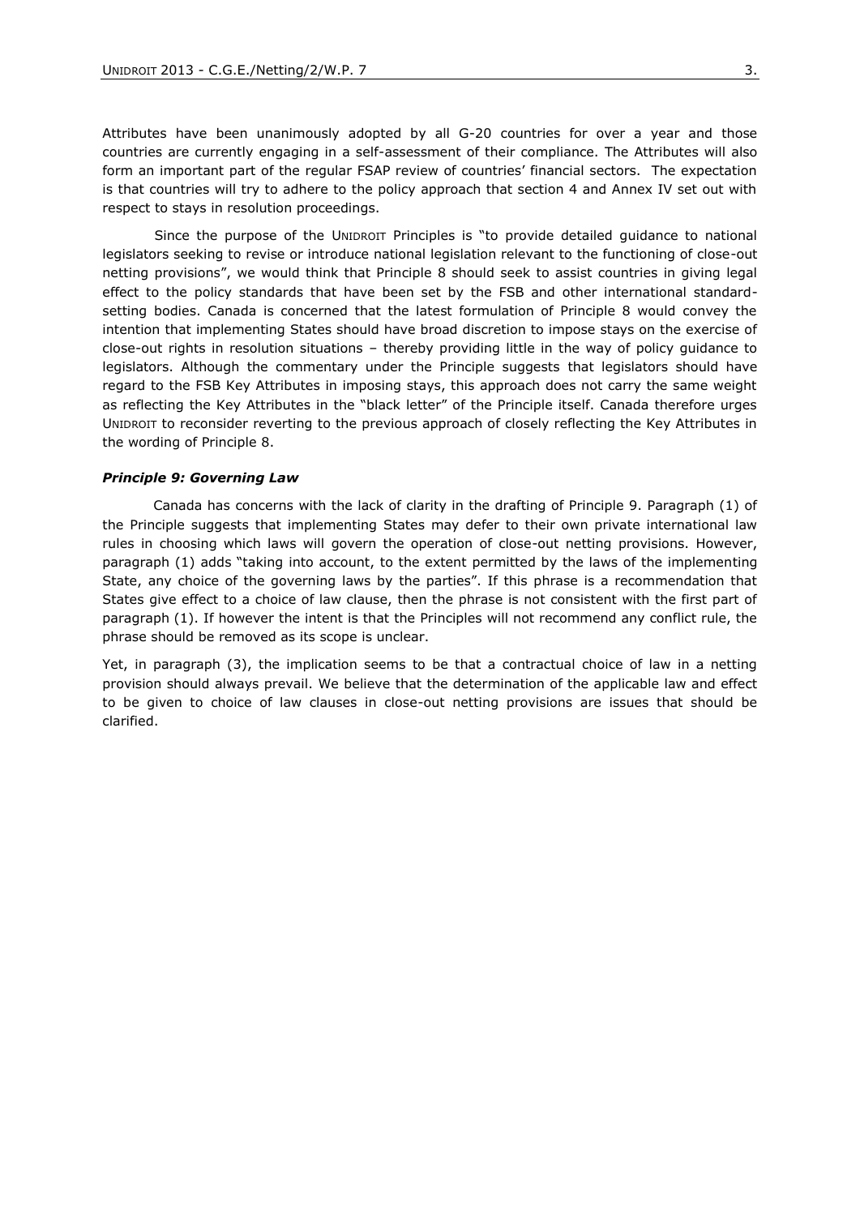Attributes have been unanimously adopted by all G-20 countries for over a year and those countries are currently engaging in a self-assessment of their compliance. The Attributes will also form an important part of the regular FSAP review of countries' financial sectors. The expectation is that countries will try to adhere to the policy approach that section 4 and Annex IV set out with respect to stays in resolution proceedings.

Since the purpose of the UNIDROIT Principles is "to provide detailed guidance to national legislators seeking to revise or introduce national legislation relevant to the functioning of close-out netting provisions", we would think that Principle 8 should seek to assist countries in giving legal effect to the policy standards that have been set by the FSB and other international standard-setting bodies. Canada is concerned that the latest formulation of Principle 8 would convey the intention that implementing States should have broad discretion to impose stays on the exercise of close-out rights in resolution situations – thereby providing little in the way of policy guidance to legislators. Although the commentary under the Principle suggests that legislators should have regard to the FSB Key Attributes in imposing stays, this approach does not carry the same weight as reflecting the Key Attributes in the "black letter" of the Principle itself. Canada therefore urges UNIDROIT to reconsider reverting to the previous approach of closely reflecting the Key Attributes in the wording of Principle 8.

***Principle 9: Governing Law***

Canada has concerns with the lack of clarity in the drafting of Principle 9. Paragraph (1) of the Principle suggests that implementing States may defer to their own private international law rules in choosing which laws will govern the operation of close-out netting provisions. However, paragraph (1) adds "taking into account, to the extent permitted by the laws of the implementing State, any choice of the governing laws by the parties". If this phrase is a recommendation that States give effect to a choice of law clause, then the phrase is not consistent with the first part of paragraph (1). If however the intent is that the Principles will not recommend any conflict rule, the phrase should be removed as its scope is unclear.

Yet, in paragraph (3), the implication seems to be that a contractual choice of law in a netting provision should always prevail. We believe that the determination of the applicable law and effect to be given to choice of law clauses in close-out netting provisions are issues that should be clarified.